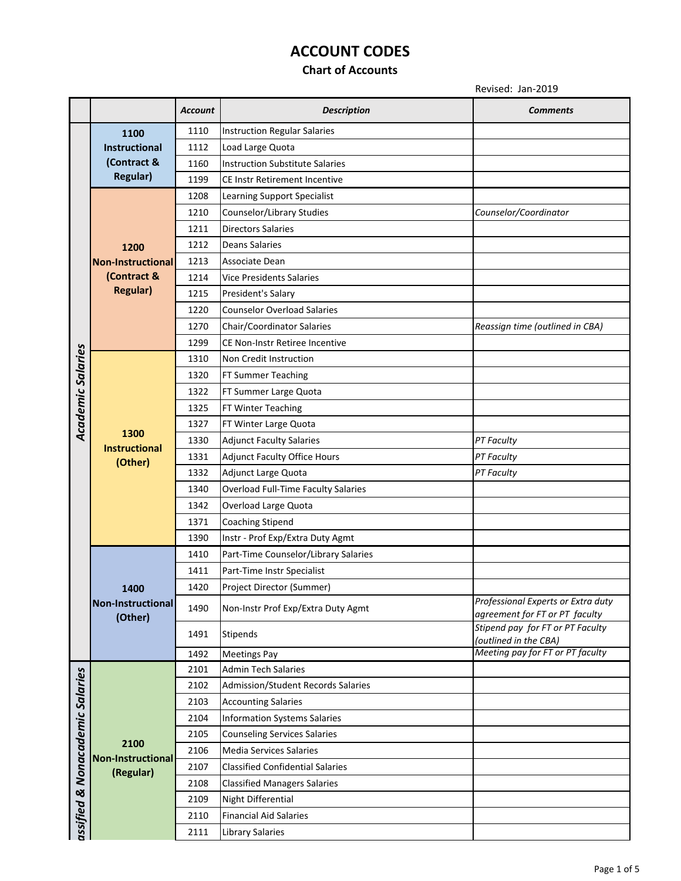# ACCOUNT CODES

## Chart of Accounts

Revised: Jan-2019

| | | Account | Description | Comments |
|---|---|---|---|---|
| Academic Salaries | 1100 Instructional (Contract & Regular) | 1110 | Instruction Regular Salaries | |
| | | 1112 | Load Large Quota | |
| | | 1160 | Instruction Substitute Salaries | |
| | | 1199 | CE Instr Retirement Incentive | |
| | 1200 Non-Instructional (Contract & Regular) | 1208 | Learning Support Specialist | |
| | | 1210 | Counselor/Library Studies | *Counselor/Coordinator* |
| | | 1211 | Directors Salaries | |
| | | 1212 | Deans Salaries | |
| | | 1213 | Associate Dean | |
| | | 1214 | Vice Presidents Salaries | |
| | | 1215 | President's Salary | |
| | | 1220 | Counselor Overload Salaries | |
| | | 1270 | Chair/Coordinator Salaries | *Reassign time (outlined in CBA)* |
| | | 1299 | CE Non-Instr Retiree Incentive | |
| | 1300 Instructional (Other) | 1310 | Non Credit Instruction | |
| | | 1320 | FT Summer Teaching | |
| | | 1322 | FT Summer Large Quota | |
| | | 1325 | FT Winter Teaching | |
| | | 1327 | FT Winter Large Quota | |
| | | 1330 | Adjunct Faculty Salaries | *PT Faculty* |
| | | 1331 | Adjunct Faculty Office Hours | *PT Faculty* |
| | | 1332 | Adjunct Large Quota | *PT Faculty* |
| | | 1340 | Overload Full-Time Faculty Salaries | |
| | | 1342 | Overload Large Quota | |
| | | 1371 | Coaching Stipend | |
| | | 1390 | Instr - Prof Exp/Extra Duty Agmt | |
| | 1400 Non-Instructional (Other) | 1410 | Part-Time Counselor/Library Salaries | |
| | | 1411 | Part-Time Instr Specialist | |
| | | 1420 | Project Director (Summer) | |
| | | 1490 | Non-Instr Prof Exp/Extra Duty Agmt | *Professional Experts or Extra duty agreement for FT or PT faculty* |
| | | 1491 | Stipends | *Stipend pay for FT or PT Faculty (outlined in the CBA)* |
| | | 1492 | Meetings Pay | *Meeting pay for FT or PT faculty* |
| Classified & Nonacademic Salaries | 2100 Non-Instructional (Regular) | 2101 | Admin Tech Salaries | |
| | | 2102 | Admission/Student Records Salaries | |
| | | 2103 | Accounting Salaries | |
| | | 2104 | Information Systems Salaries | |
| | | 2105 | Counseling Services Salaries | |
| | | 2106 | Media Services Salaries | |
| | | 2107 | Classified Confidential Salaries | |
| | | 2108 | Classified Managers Salaries | |
| | | 2109 | Night Differential | |
| | | 2110 | Financial Aid Salaries | |
| | | 2111 | Library Salaries | |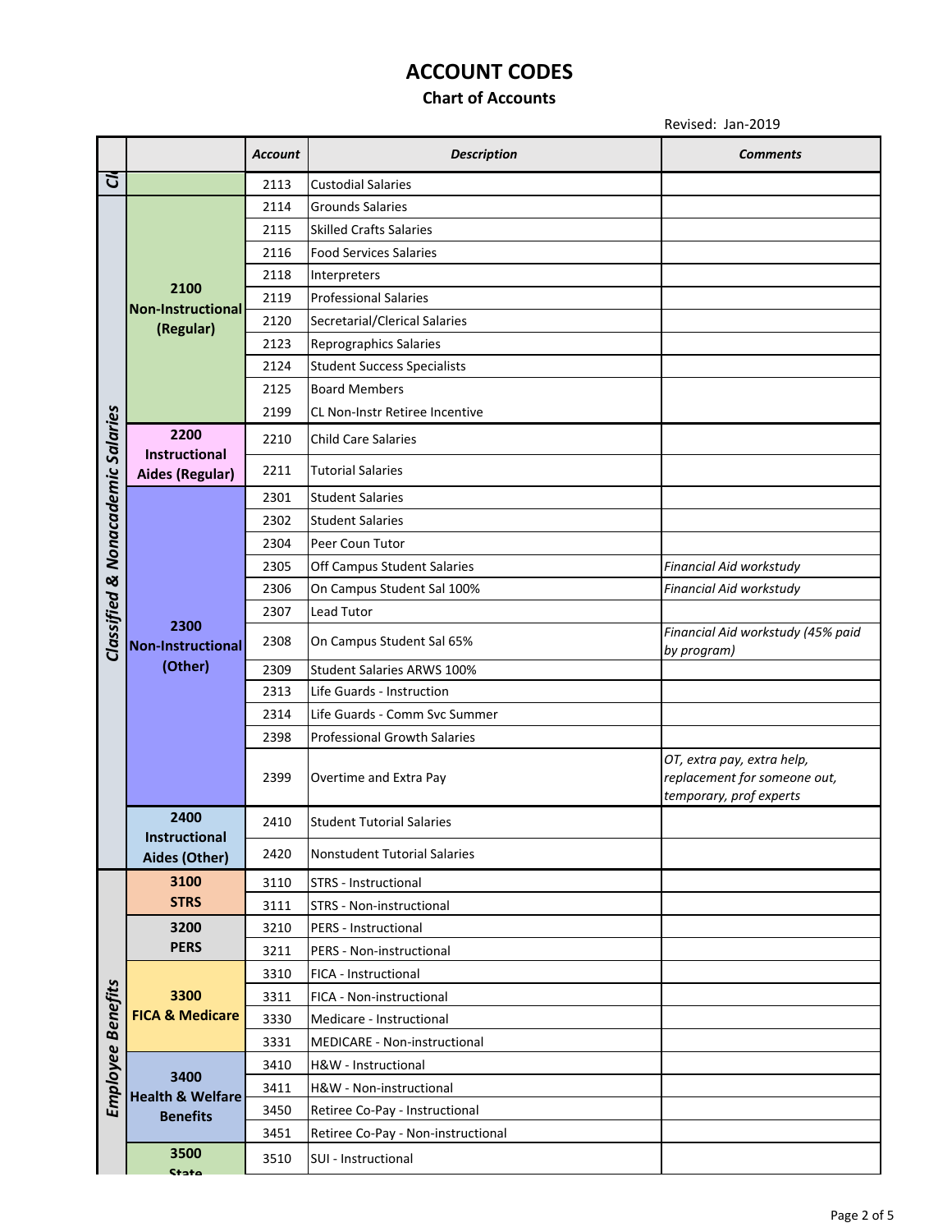# ACCOUNT CODES

## Chart of Accounts

Revised: Jan-2019

| | | Account | Description | Comments |
|---|---|---|---|---|
| Cl | | 2113 | Custodial Salaries | |
| Classified & Nonacademic Salaries | 2100 Non-Instructional (Regular) | 2114 | Grounds Salaries | |
| | | 2115 | Skilled Crafts Salaries | |
| | | 2116 | Food Services Salaries | |
| | | 2118 | Interpreters | |
| | | 2119 | Professional Salaries | |
| | | 2120 | Secretarial/Clerical Salaries | |
| | | 2123 | Reprographics Salaries | |
| | | 2124 | Student Success Specialists | |
| | | 2125 | Board Members | |
| | | 2199 | CL Non-Instr Retiree Incentive | |
| | 2200 Instructional Aides (Regular) | 2210 | Child Care Salaries | |
| | | 2211 | Tutorial Salaries | |
| | 2300 Non-Instructional (Other) | 2301 | Student Salaries | |
| | | 2302 | Student Salaries | |
| | | 2304 | Peer Coun Tutor | |
| | | 2305 | Off Campus Student Salaries | *Financial Aid workstudy* |
| | | 2306 | On Campus Student Sal 100% | *Financial Aid workstudy* |
| | | 2307 | Lead Tutor | |
| | | 2308 | On Campus Student Sal 65% | *Financial Aid workstudy (45% paid by program)* |
| | | 2309 | Student Salaries ARWS 100% | |
| | | 2313 | Life Guards - Instruction | |
| | | 2314 | Life Guards - Comm Svc Summer | |
| | | 2398 | Professional Growth Salaries | |
| | | 2399 | Overtime and Extra Pay | *OT, extra pay, extra help, replacement for someone out, temporary, prof experts* |
| | 2400 Instructional Aides (Other) | 2410 | Student Tutorial Salaries | |
| | | 2420 | Nonstudent Tutorial Salaries | |
| Employee Benefits | 3100 STRS | 3110 | STRS - Instructional | |
| | | 3111 | STRS - Non-instructional | |
| | 3200 PERS | 3210 | PERS - Instructional | |
| | | 3211 | PERS - Non-instructional | |
| | 3300 FICA & Medicare | 3310 | FICA - Instructional | |
| | | 3311 | FICA - Non-instructional | |
| | | 3330 | Medicare - Instructional | |
| | | 3331 | MEDICARE - Non-instructional | |
| | 3400 Health & Welfare Benefits | 3410 | H&W - Instructional | |
| | | 3411 | H&W - Non-instructional | |
| | | 3450 | Retiree Co-Pay - Instructional | |
| | | 3451 | Retiree Co-Pay - Non-instructional | |
| | 3500 State | 3510 | SUI - Instructional | |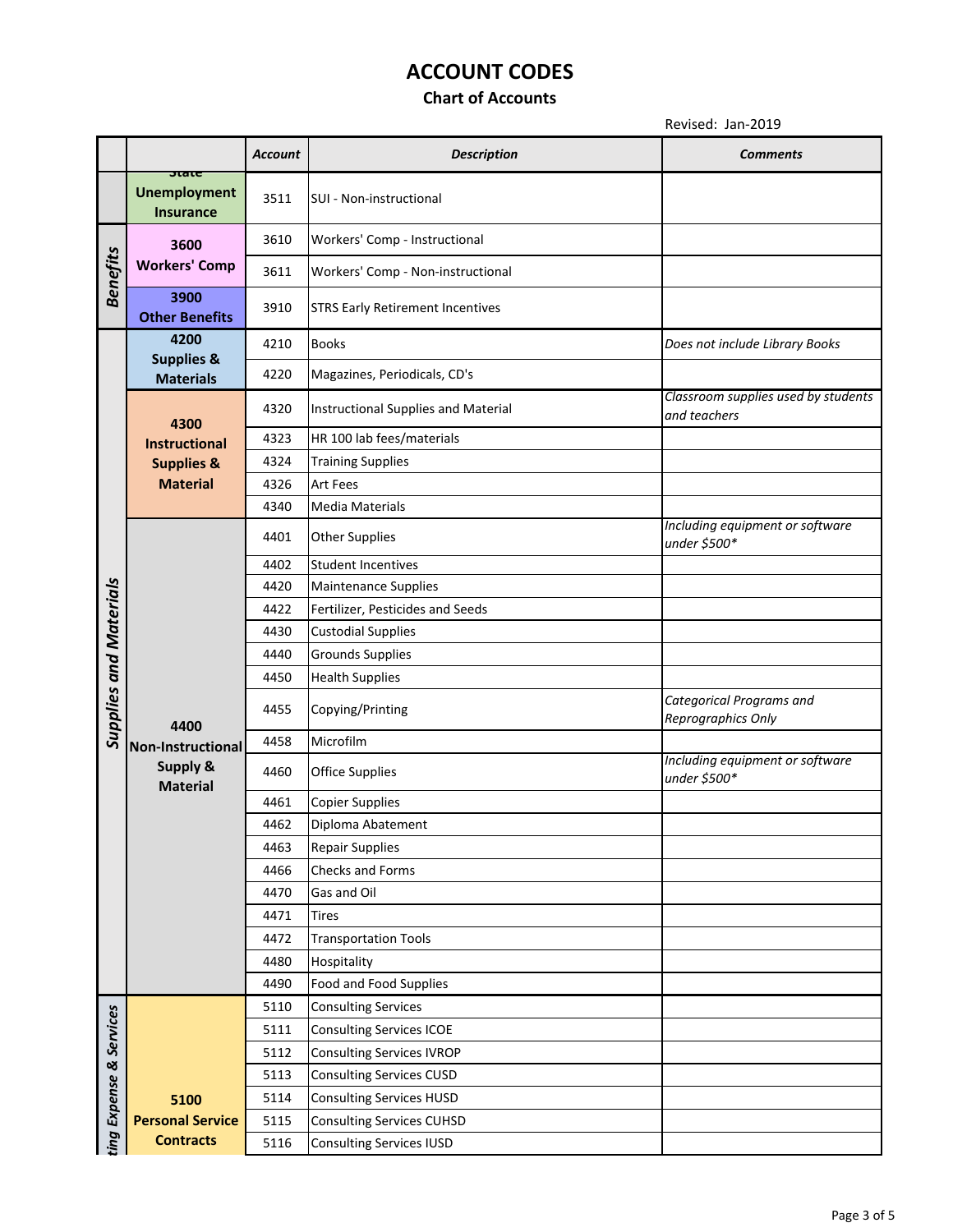# ACCOUNT CODES

## Chart of Accounts

Revised: Jan-2019

| | | Account | Description | Comments |
|---|---|---|---|---|
| | State Unemployment Insurance | 3511 | SUI - Non-instructional | |
| Benefits | 3600 Workers' Comp | 3610 | Workers' Comp - Instructional | |
| | | 3611 | Workers' Comp - Non-instructional | |
| | 3900 Other Benefits | 3910 | STRS Early Retirement Incentives | |
| Supplies and Materials | 4200 Supplies & Materials | 4210 | Books | *Does not include Library Books* |
| | | 4220 | Magazines, Periodicals, CD's | |
| | 4300 Instructional Supplies & Material | 4320 | Instructional Supplies and Material | *Classroom supplies used by students and teachers* |
| | | 4323 | HR 100 lab fees/materials | |
| | | 4324 | Training Supplies | |
| | | 4326 | Art Fees | |
| | | 4340 | Media Materials | |
| | 4400 Non-Instructional Supply & Material | 4401 | Other Supplies | *Including equipment or software under $500** |
| | | 4402 | Student Incentives | |
| | | 4420 | Maintenance Supplies | |
| | | 4422 | Fertilizer, Pesticides and Seeds | |
| | | 4430 | Custodial Supplies | |
| | | 4440 | Grounds Supplies | |
| | | 4450 | Health Supplies | |
| | | 4455 | Copying/Printing | *Categorical Programs and Reprographics Only* |
| | | 4458 | Microfilm | |
| | | 4460 | Office Supplies | *Including equipment or software under $500** |
| | | 4461 | Copier Supplies | |
| | | 4462 | Diploma Abatement | |
| | | 4463 | Repair Supplies | |
| | | 4466 | Checks and Forms | |
| | | 4470 | Gas and Oil | |
| | | 4471 | Tires | |
| | | 4472 | Transportation Tools | |
| | | 4480 | Hospitality | |
| | | 4490 | Food and Food Supplies | |
| ting Expense & Services | 5100 Personal Service Contracts | 5110 | Consulting Services | |
| | | 5111 | Consulting Services ICOE | |
| | | 5112 | Consulting Services IVROP | |
| | | 5113 | Consulting Services CUSD | |
| | | 5114 | Consulting Services HUSD | |
| | | 5115 | Consulting Services CUHSD | |
| | | 5116 | Consulting Services IUSD | |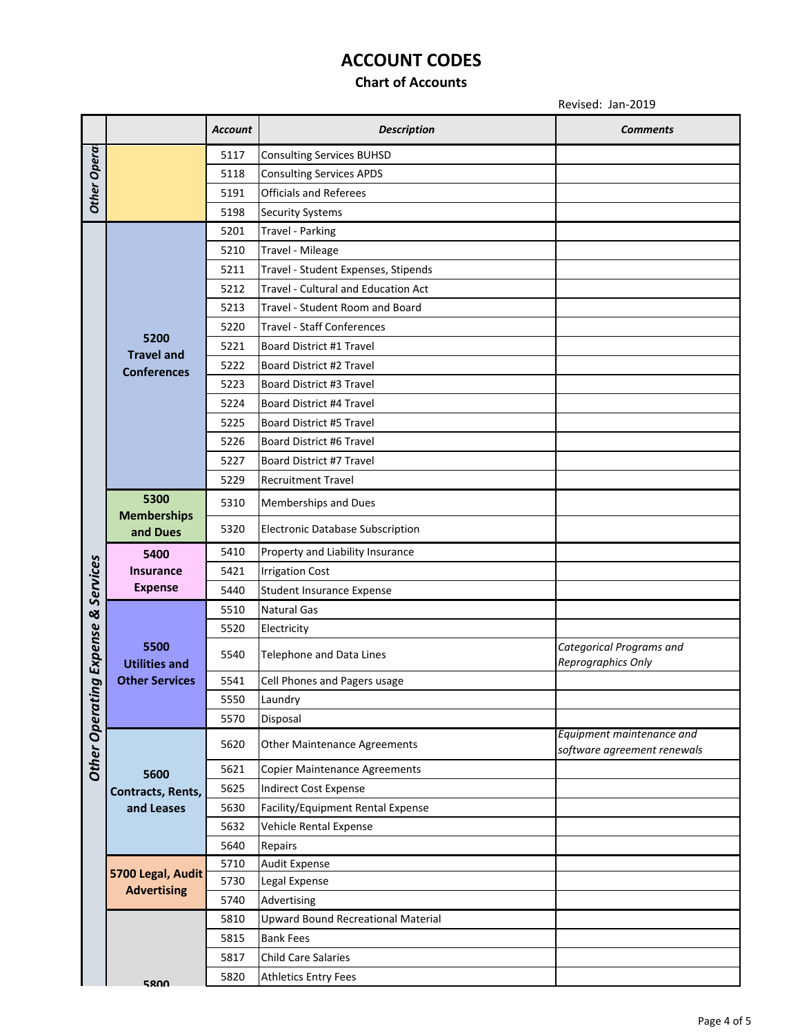# ACCOUNT CODES

## Chart of Accounts

Revised: Jan-2019

| | | Account | Description | Comments |
|---|---|---|---|---|
| *Other Opera* | | 5117 | Consulting Services BUHSD | |
| | | 5118 | Consulting Services APDS | |
| | | 5191 | Officials and Referees | |
| | | 5198 | Security Systems | |
| *Other Operating Expense & Services* | **5200 Travel and Conferences** | 5201 | Travel - Parking | |
| | | 5210 | Travel - Mileage | |
| | | 5211 | Travel - Student Expenses, Stipends | |
| | | 5212 | Travel - Cultural and Education Act | |
| | | 5213 | Travel - Student Room and Board | |
| | | 5220 | Travel - Staff Conferences | |
| | | 5221 | Board District #1 Travel | |
| | | 5222 | Board District #2 Travel | |
| | | 5223 | Board District #3 Travel | |
| | | 5224 | Board District #4 Travel | |
| | | 5225 | Board District #5 Travel | |
| | | 5226 | Board District #6 Travel | |
| | | 5227 | Board District #7 Travel | |
| | | 5229 | Recruitment Travel | |
| | **5300 Memberships and Dues** | 5310 | Memberships and Dues | |
| | | 5320 | Electronic Database Subscription | |
| | **5400 Insurance Expense** | 5410 | Property and Liability Insurance | |
| | | 5421 | Irrigation Cost | |
| | | 5440 | Student Insurance Expense | |
| | **5500 Utilities and Other Services** | 5510 | Natural Gas | |
| | | 5520 | Electricity | |
| | | 5540 | Telephone and Data Lines | *Categorical Programs and Reprographics Only* |
| | | 5541 | Cell Phones and Pagers usage | |
| | | 5550 | Laundry | |
| | | 5570 | Disposal | |
| | **5600 Contracts, Rents, and Leases** | 5620 | Other Maintenance Agreements | *Equipment maintenance and software agreement renewals* |
| | | 5621 | Copier Maintenance Agreements | |
| | | 5625 | Indirect Cost Expense | |
| | | 5630 | Facility/Equipment Rental Expense | |
| | | 5632 | Vehicle Rental Expense | |
| | | 5640 | Repairs | |
| | **5700 Legal, Audit Advertising** | 5710 | Audit Expense | |
| | | 5730 | Legal Expense | |
| | | 5740 | Advertising | |
| | **5800** | 5810 | Upward Bound Recreational Material | |
| | | 5815 | Bank Fees | |
| | | 5817 | Child Care Salaries | |
| | | 5820 | Athletics Entry Fees | |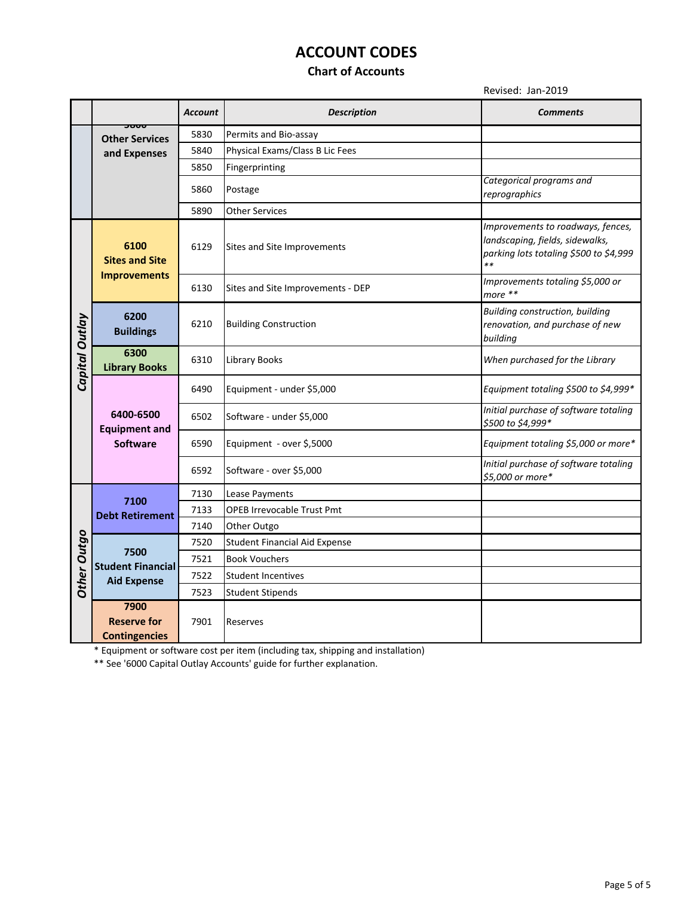# ACCOUNT CODES

## Chart of Accounts

Revised: Jan-2019

| | | Account | Description | Comments |
|---|---|---|---|---|
| | 5800 Other Services and Expenses | 5830 | Permits and Bio-assay | |
| | | 5840 | Physical Exams/Class B Lic Fees | |
| | | 5850 | Fingerprinting | |
| | | 5860 | Postage | *Categorical programs and reprographics* |
| | | 5890 | Other Services | |
| *Capital Outlay* | **6100 Sites and Site Improvements** | 6129 | Sites and Site Improvements | *Improvements to roadways, fences, landscaping, fields, sidewalks, parking lots totaling $500 to $4,999 ** * |
| | | 6130 | Sites and Site Improvements - DEP | *Improvements totaling $5,000 or more ** * |
| | **6200 Buildings** | 6210 | Building Construction | *Building construction, building renovation, and purchase of new building* |
| | **6300 Library Books** | 6310 | Library Books | *When purchased for the Library* |
| | **6400-6500 Equipment and Software** | 6490 | Equipment - under $5,000 | *Equipment totaling $500 to $4,999** |
| | | 6502 | Software - under $5,000 | *Initial purchase of software totaling $500 to $4,999** |
| | | 6590 | Equipment - over $,5000 | *Equipment totaling $5,000 or more** |
| | | 6592 | Software - over $5,000 | *Initial purchase of software totaling $5,000 or more** |
| *Other Outgo* | **7100 Debt Retirement** | 7130 | Lease Payments | |
| | | 7133 | OPEB Irrevocable Trust Pmt | |
| | | 7140 | Other Outgo | |
| | **7500 Student Financial Aid Expense** | 7520 | Student Financial Aid Expense | |
| | | 7521 | Book Vouchers | |
| | | 7522 | Student Incentives | |
| | | 7523 | Student Stipends | |
| | **7900 Reserve for Contingencies** | 7901 | Reserves | |

\* Equipment or software cost per item (including tax, shipping and installation)

** See '6000 Capital Outlay Accounts' guide for further explanation.